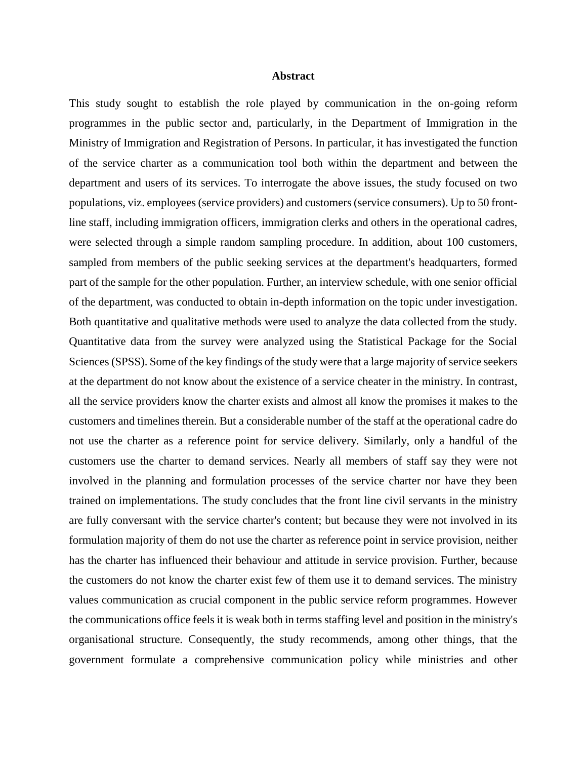## Abstract

This study sought to establish the role played by communication in the on-going reform programmes in the public sector and, particularly, in the Department of Immigration in the Ministry of Immigration and Registration of Persons. In particular, it has investigated the function of the service charter as a communication tool both within the department and between the department and users of its services. To interrogate the above issues, the study focused on two populations, viz. employees (service providers) and customers (service consumers). Up to 50 front-line staff, including immigration officers, immigration clerks and others in the operational cadres, were selected through a simple random sampling procedure. In addition, about 100 customers, sampled from members of the public seeking services at the department's headquarters, formed part of the sample for the other population. Further, an interview schedule, with one senior official of the department, was conducted to obtain in-depth information on the topic under investigation. Both quantitative and qualitative methods were used to analyze the data collected from the study. Quantitative data from the survey were analyzed using the Statistical Package for the Social Sciences (SPSS). Some of the key findings of the study were that a large majority of service seekers at the department do not know about the existence of a service cheater in the ministry. In contrast, all the service providers know the charter exists and almost all know the promises it makes to the customers and timelines therein. But a considerable number of the staff at the operational cadre do not use the charter as a reference point for service delivery. Similarly, only a handful of the customers use the charter to demand services. Nearly all members of staff say they were not involved in the planning and formulation processes of the service charter nor have they been trained on implementations. The study concludes that the front line civil servants in the ministry are fully conversant with the service charter's content; but because they were not involved in its formulation majority of them do not use the charter as reference point in service provision, neither has the charter has influenced their behaviour and attitude in service provision. Further, because the customers do not know the charter exist few of them use it to demand services. The ministry values communication as crucial component in the public service reform programmes. However the communications office feels it is weak both in terms staffing level and position in the ministry's organisational structure. Consequently, the study recommends, among other things, that the government formulate a comprehensive communication policy while ministries and other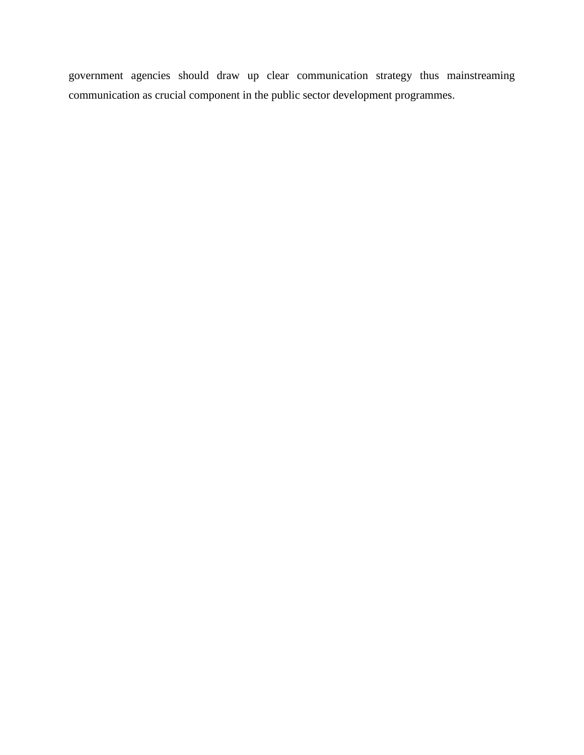government agencies should draw up clear communication strategy thus mainstreaming communication as crucial component in the public sector development programmes.